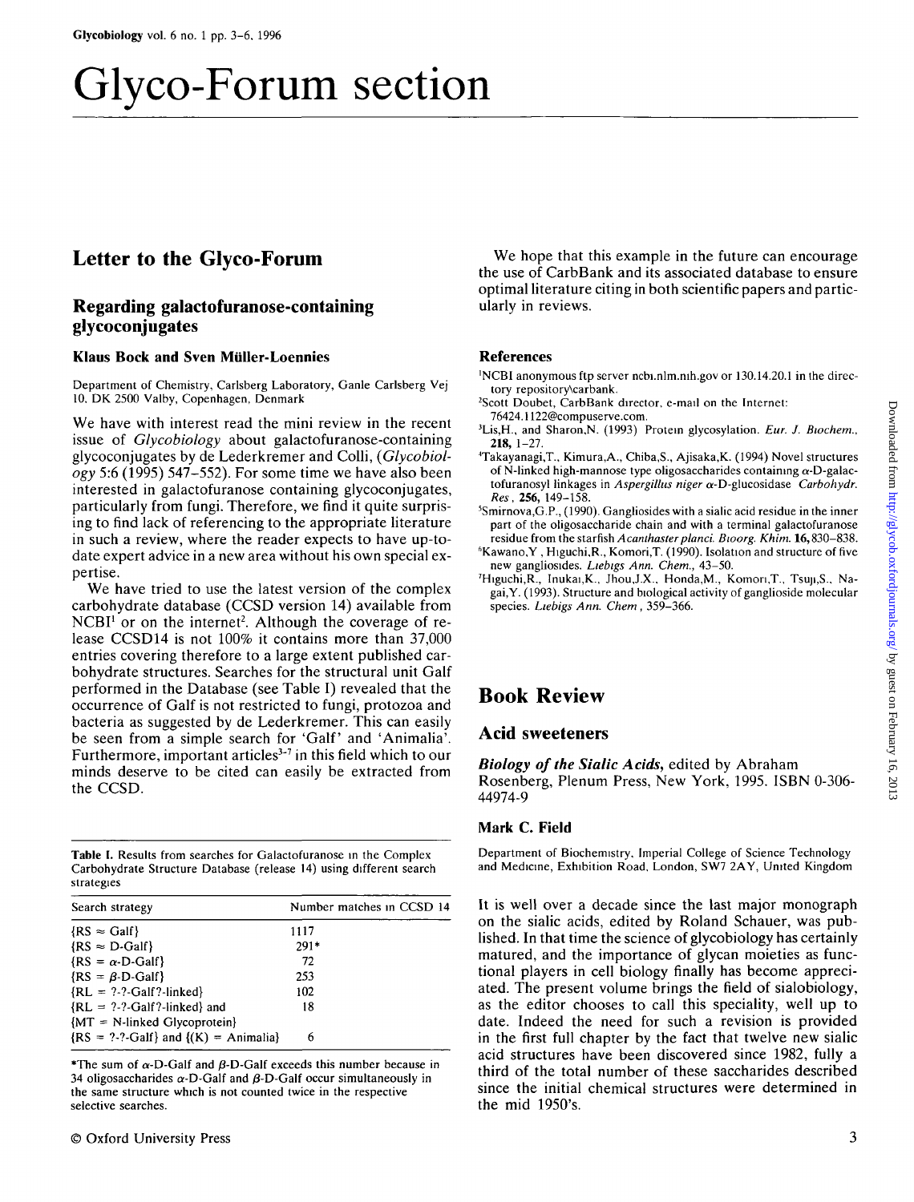# Glyco-Forum section

## Letter to the Glyco-Forum

### Regarding galactofuranose-containing glycoconjugates

**Klaus Bock and Sven Müller-Loennies**

Department of Chemistry, Carlsberg Laboratory, Ganle Carlsberg Vej 10, DK 2500 Valby, Copenhagen, Denmark

We have with interest read the mini review in the recent issue of *Glycobiology* about galactofuranose-containing glycoconjugates by de Lederkremer and Colli, (*Glycobiology* 5:6 (1995) 547–552). For some time we have also been interested in galactofuranose containing glycoconjugates, particularly from fungi. Therefore, we find it quite surprising to find lack of referencing to the appropriate literature in such a review, where the reader expects to have up-to-date expert advice in a new area without his own special expertise.

We have tried to use the latest version of the complex carbohydrate database (CCSD version 14) available from NCBI[1] or on the internet[2]. Although the coverage of release CCSD14 is not 100% it contains more than 37,000 entries covering therefore to a large extent published carbohydrate structures. Searches for the structural unit Galf performed in the Database (see Table I) revealed that the occurrence of Galf is not restricted to fungi, protozoa and bacteria as suggested by de Lederkremer. This can easily be seen from a simple search for 'Galf' and 'Animalia'. Furthermore, important articles[3-7] in this field which to our minds deserve to be cited can easily be extracted from the CCSD.

**Table I.** Results from searches for Galactofuranose in the Complex Carbohydrate Structure Database (release 14) using different search strategies

| Search strategy | Number matches in CCSD 14 |
|---|---|
| {RS ≈ Galf} | 1117 |
| {RS ≈ D-Galf} | 291* |
| {RS = α-D-Galf} | 72 |
| {RS = β-D-Galf} | 253 |
| {RL = ?-?-Galf?-linked} | 102 |
| {RL = ?-?-Galf?-linked} and {MT = N-linked Glycoprotein} | 18 |
| {RS = ?-?-Galf} and {(K) = Animalia} | 6 |

*The sum of α-D-Galf and β-D-Galf exceeds this number because in 34 oligosaccharides α-D-Galf and β-D-Galf occur simultaneously in the same structure which is not counted twice in the respective selective searches.

We hope that this example in the future can encourage the use of CarbBank and its associated database to ensure optimal literature citing in both scientific papers and particularly in reviews.

#### References

[1] NCBI anonymous ftp server ncbi.nlm.nih.gov or 130.14.20.1 in the directory repository\carbank.

[2] Scott Doubet, CarbBank director, e-mail on the Internet: 76424.1122@compuserve.com.

[3] Lis,H., and Sharon,N. (1993) Protein glycosylation. *Eur. J. Biochem.*, **218**, 1–27.

[4] Takayanagi,T., Kimura,A., Chiba,S., Ajisaka,K. (1994) Novel structures of N-linked high-mannose type oligosaccharides containing α-D-galactofuranosyl linkages in *Aspergillus niger* α-D-glucosidase *Carbohydr. Res.*, **256**, 149–158.

[5] Smirnova,G.P., (1990). Gangliosides with a sialic acid residue in the inner part of the oligosaccharide chain and with a terminal galactofuranose residue from the starfish *Acanthaster planci*. *Bioorg. Khim.* **16**, 830–838.

[6] Kawano,Y., Higuchi,R., Komori,T. (1990). Isolation and structure of five new gangliosides. *Liebigs Ann. Chem.*, 43–50.

[7] Higuchi,R., Inukai,K., Jhou,J.X., Honda,M., Komori,T., Tsuji,S., Nagai,Y. (1993). Structure and biological activity of ganglioside molecular species. *Liebigs Ann. Chem*, 359–366.

## Book Review

### Acid sweeteners

***Biology of the Sialic Acids***, edited by Abraham Rosenberg, Plenum Press, New York, 1995. ISBN 0-306-44974-9

**Mark C. Field**

Department of Biochemistry, Imperial College of Science Technology and Medicine, Exhibition Road, London, SW7 2AY, United Kingdom

It is well over a decade since the last major monograph on the sialic acids, edited by Roland Schauer, was published. In that time the science of glycobiology has certainly matured, and the importance of glycan moieties as functional players in cell biology finally has become appreciated. The present volume brings the field of sialobiology, as the editor chooses to call this speciality, well up to date. Indeed the need for such a revision is provided in the first full chapter by the fact that twelve new sialic acid structures have been discovered since 1982, fully a third of the total number of these saccharides described since the initial chemical structures were determined in the mid 1950's.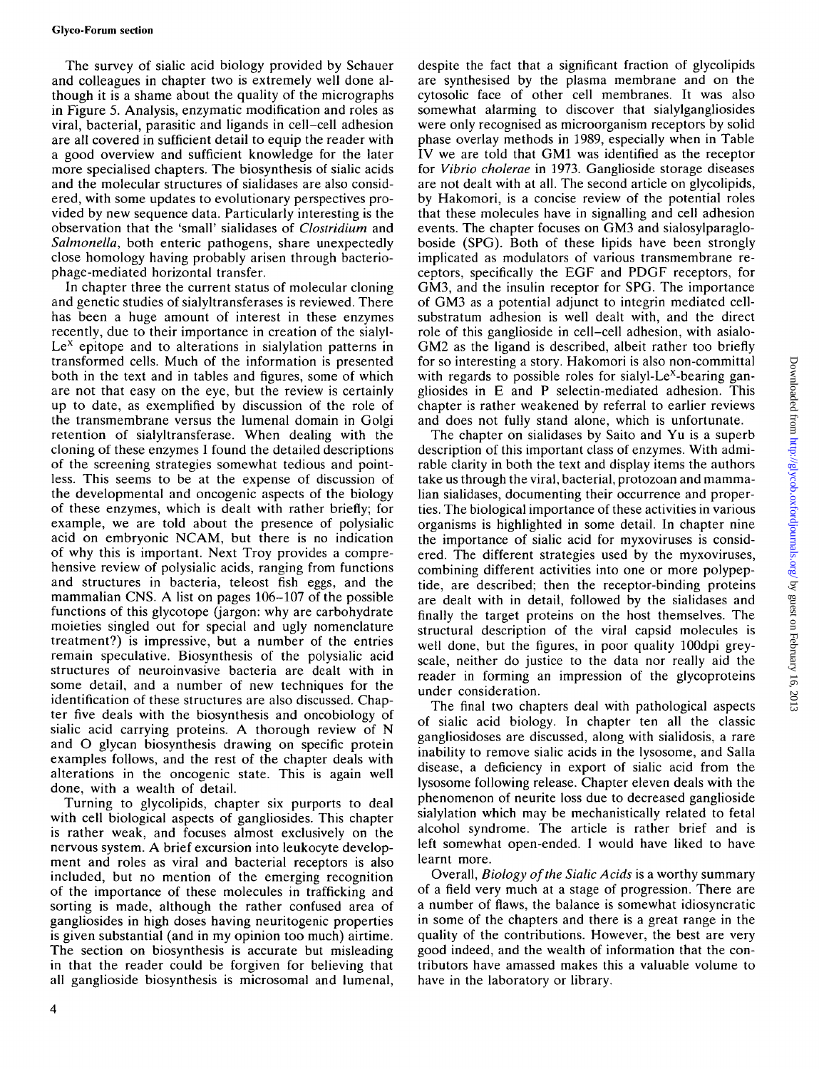The survey of sialic acid biology provided by Schauer and colleagues in chapter two is extremely well done although it is a shame about the quality of the micrographs in Figure 5. Analysis, enzymatic modification and roles as viral, bacterial, parasitic and ligands in cell–cell adhesion are all covered in sufficient detail to equip the reader with a good overview and sufficient knowledge for the later more specialised chapters. The biosynthesis of sialic acids and the molecular structures of sialidases are also considered, with some updates to evolutionary perspectives provided by new sequence data. Particularly interesting is the observation that the 'small' sialidases of *Clostridium* and *Salmonella*, both enteric pathogens, share unexpectedly close homology having probably arisen through bacteriophage-mediated horizontal transfer.

In chapter three the current status of molecular cloning and genetic studies of sialyltransferases is reviewed. There has been a huge amount of interest in these enzymes recently, due to their importance in creation of the sialyl-Le$^x$ epitope and to alterations in sialylation patterns in transformed cells. Much of the information is presented both in the text and in tables and figures, some of which are not that easy on the eye, but the review is certainly up to date, as exemplified by discussion of the role of the transmembrane versus the lumenal domain in Golgi retention of sialyltransferase. When dealing with the cloning of these enzymes I found the detailed descriptions of the screening strategies somewhat tedious and pointless. This seems to be at the expense of discussion of the developmental and oncogenic aspects of the biology of these enzymes, which is dealt with rather briefly; for example, we are told about the presence of polysialic acid on embryonic NCAM, but there is no indication of why this is important. Next Troy provides a comprehensive review of polysialic acids, ranging from functions and structures in bacteria, teleost fish eggs, and the mammalian CNS. A list on pages 106–107 of the possible functions of this glycotope (jargon: why are carbohydrate moieties singled out for special and ugly nomenclature treatment?) is impressive, but a number of the entries remain speculative. Biosynthesis of the polysialic acid structures of neuroinvasive bacteria are dealt with in some detail, and a number of new techniques for the identification of these structures are also discussed. Chapter five deals with the biosynthesis and oncobiology of sialic acid carrying proteins. A thorough review of N and O glycan biosynthesis drawing on specific protein examples follows, and the rest of the chapter deals with alterations in the oncogenic state. This is again well done, with a wealth of detail.

Turning to glycolipids, chapter six purports to deal with cell biological aspects of gangliosides. This chapter is rather weak, and focuses almost exclusively on the nervous system. A brief excursion into leukocyte development and roles as viral and bacterial receptors is also included, but no mention of the emerging recognition of the importance of these molecules in trafficking and sorting is made, although the rather confused area of gangliosides in high doses having neuritogenic properties is given substantial (and in my opinion too much) airtime. The section on biosynthesis is accurate but misleading in that the reader could be forgiven for believing that all ganglioside biosynthesis is microsomal and lumenal, despite the fact that a significant fraction of glycolipids are synthesised by the plasma membrane and on the cytosolic face of other cell membranes. It was also somewhat alarming to discover that sialylgangliosides were only recognised as microorganism receptors by solid phase overlay methods in 1989, especially when in Table IV we are told that GM1 was identified as the receptor for *Vibrio cholerae* in 1973. Ganglioside storage diseases are not dealt with at all. The second article on glycolipids, by Hakomori, is a concise review of the potential roles that these molecules have in signalling and cell adhesion events. The chapter focuses on GM3 and sialosylparagloboside (SPG). Both of these lipids have been strongly implicated as modulators of various transmembrane receptors, specifically the EGF and PDGF receptors, for GM3, and the insulin receptor for SPG. The importance of GM3 as a potential adjunct to integrin mediated cell-substratum adhesion is well dealt with, and the direct role of this ganglioside in cell–cell adhesion, with asialo-GM2 as the ligand is described, albeit rather too briefly for so interesting a story. Hakomori is also non-committal with regards to possible roles for sialyl-Le$^x$-bearing gangliosides in E and P selectin-mediated adhesion. This chapter is rather weakened by referral to earlier reviews and does not fully stand alone, which is unfortunate.

The chapter on sialidases by Saito and Yu is a superb description of this important class of enzymes. With admirable clarity in both the text and display items the authors take us through the viral, bacterial, protozoan and mammalian sialidases, documenting their occurrence and properties. The biological importance of these activities in various organisms is highlighted in some detail. In chapter nine the importance of sialic acid for myxoviruses is considered. The different strategies used by the myxoviruses, combining different activities into one or more polypeptide, are described; then the receptor-binding proteins are dealt with in detail, followed by the sialidases and finally the target proteins on the host themselves. The structural description of the viral capsid molecules is well done, but the figures, in poor quality 100dpi greyscale, neither do justice to the data nor really aid the reader in forming an impression of the glycoproteins under consideration.

The final two chapters deal with pathological aspects of sialic acid biology. In chapter ten all the classic gangliosidoses are discussed, along with sialidosis, a rare inability to remove sialic acids in the lysosome, and Salla disease, a deficiency in export of sialic acid from the lysosome following release. Chapter eleven deals with the phenomenon of neurite loss due to decreased ganglioside sialylation which may be mechanistically related to fetal alcohol syndrome. The article is rather brief and is left somewhat open-ended. I would have liked to have learnt more.

Overall, *Biology of the Sialic Acids* is a worthy summary of a field very much at a stage of progression. There are a number of flaws, the balance is somewhat idiosyncratic in some of the chapters and there is a great range in the quality of the contributions. However, the best are very good indeed, and the wealth of information that the contributors have amassed makes this a valuable volume to have in the laboratory or library.